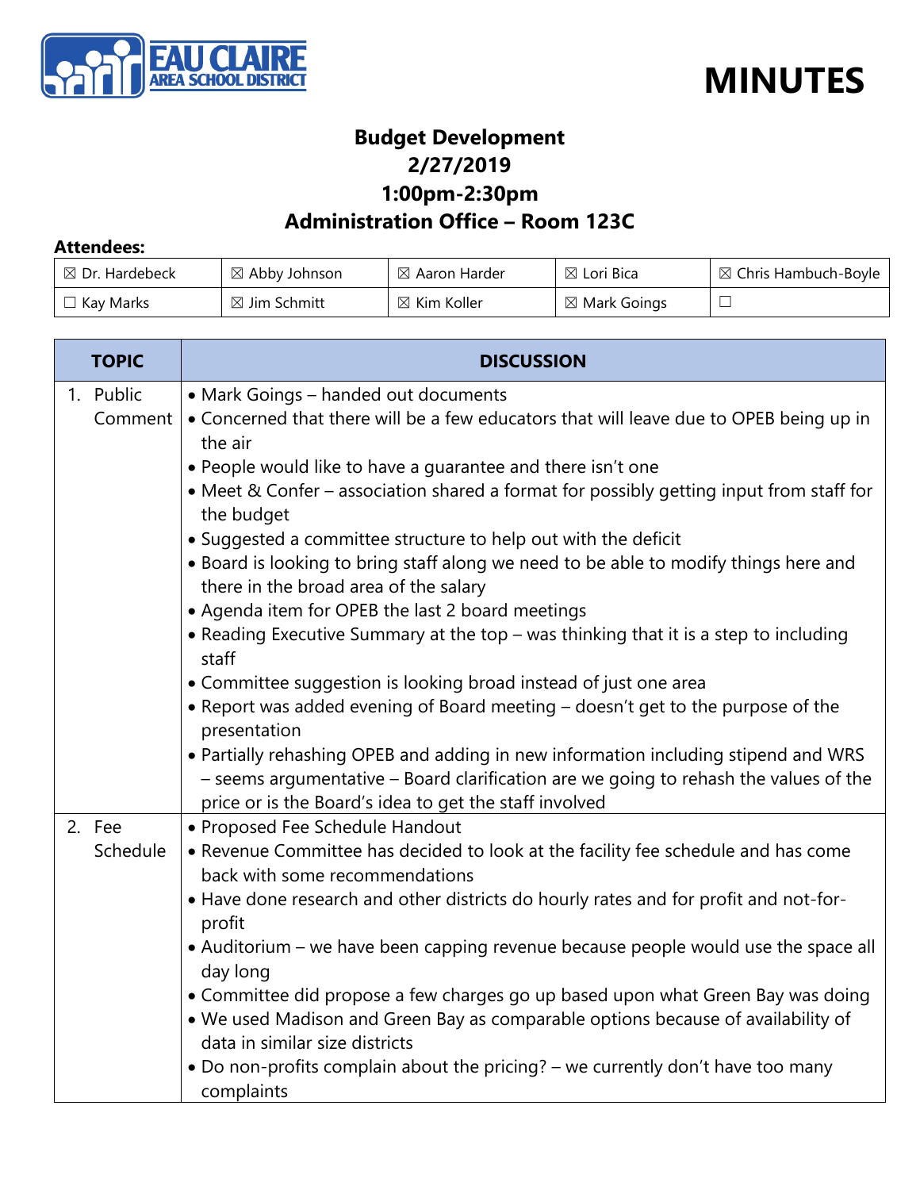# MINUTES

## Budget Development
## 2/27/2019
## 1:00pm-2:30pm
## Administration Office – Room 123C

**Attendees:**

| | | | | |
|---|---|---|---|---|
| ☒ Dr. Hardebeck | ☒ Abby Johnson | ☒ Aaron Harder | ☒ Lori Bica | ☒ Chris Hambuch-Boyle |
| ☐ Kay Marks | ☒ Jim Schmitt | ☒ Kim Koller | ☒ Mark Goings | ☐ |

| TOPIC | DISCUSSION |
|---|---|
| 1. Public Comment | • Mark Goings – handed out documents<br>• Concerned that there will be a few educators that will leave due to OPEB being up in the air<br>• People would like to have a guarantee and there isn't one<br>• Meet & Confer – association shared a format for possibly getting input from staff for the budget<br>• Suggested a committee structure to help out with the deficit<br>• Board is looking to bring staff along we need to be able to modify things here and there in the broad area of the salary<br>• Agenda item for OPEB the last 2 board meetings<br>• Reading Executive Summary at the top – was thinking that it is a step to including staff<br>• Committee suggestion is looking broad instead of just one area<br>• Report was added evening of Board meeting – doesn't get to the purpose of the presentation<br>• Partially rehashing OPEB and adding in new information including stipend and WRS – seems argumentative – Board clarification are we going to rehash the values of the price or is the Board's idea to get the staff involved |
| 2. Fee Schedule | • Proposed Fee Schedule Handout<br>• Revenue Committee has decided to look at the facility fee schedule and has come back with some recommendations<br>• Have done research and other districts do hourly rates and for profit and not-for-profit<br>• Auditorium – we have been capping revenue because people would use the space all day long<br>• Committee did propose a few charges go up based upon what Green Bay was doing<br>• We used Madison and Green Bay as comparable options because of availability of data in similar size districts<br>• Do non-profits complain about the pricing? – we currently don't have too many complaints |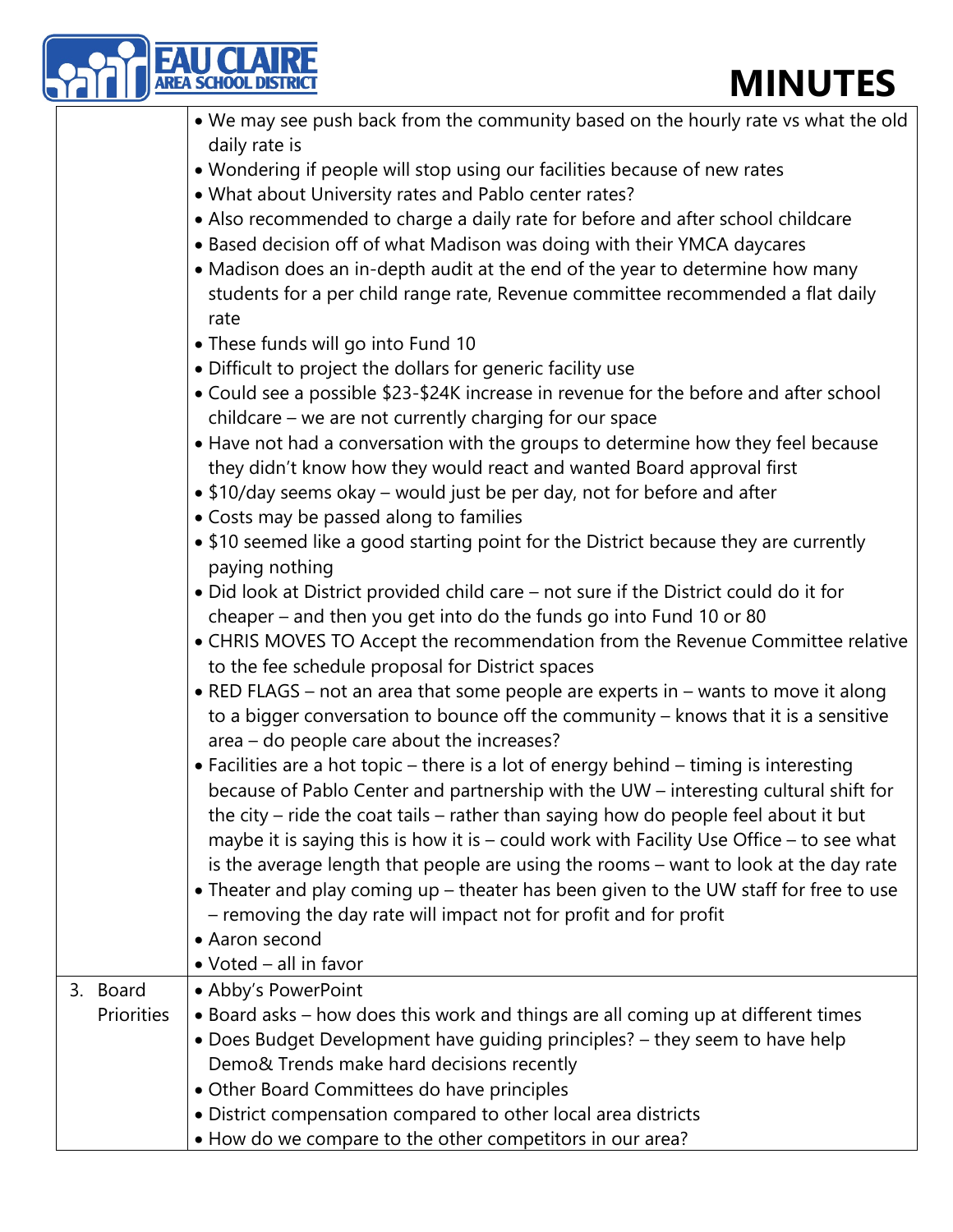| | |
|---|---|
| | • We may see push back from the community based on the hourly rate vs what the old daily rate is<br>• Wondering if people will stop using our facilities because of new rates<br>• What about University rates and Pablo center rates?<br>• Also recommended to charge a daily rate for before and after school childcare<br>• Based decision off of what Madison was doing with their YMCA daycares<br>• Madison does an in-depth audit at the end of the year to determine how many students for a per child range rate, Revenue committee recommended a flat daily rate<br>• These funds will go into Fund 10<br>• Difficult to project the dollars for generic facility use<br>• Could see a possible $23-$24K increase in revenue for the before and after school childcare – we are not currently charging for our space<br>• Have not had a conversation with the groups to determine how they feel because they didn't know how they would react and wanted Board approval first<br>• $10/day seems okay – would just be per day, not for before and after<br>• Costs may be passed along to families<br>• $10 seemed like a good starting point for the District because they are currently paying nothing<br>• Did look at District provided child care – not sure if the District could do it for cheaper – and then you get into do the funds go into Fund 10 or 80<br>• CHRIS MOVES TO Accept the recommendation from the Revenue Committee relative to the fee schedule proposal for District spaces<br>• RED FLAGS – not an area that some people are experts in – wants to move it along to a bigger conversation to bounce off the community – knows that it is a sensitive area – do people care about the increases?<br>• Facilities are a hot topic – there is a lot of energy behind – timing is interesting because of Pablo Center and partnership with the UW – interesting cultural shift for the city – ride the coat tails – rather than saying how do people feel about it but maybe it is saying this is how it is – could work with Facility Use Office – to see what is the average length that people are using the rooms – want to look at the day rate<br>• Theater and play coming up – theater has been given to the UW staff for free to use – removing the day rate will impact not for profit and for profit<br>• Aaron second<br>• Voted – all in favor |
| 3. Board Priorities | • Abby's PowerPoint<br>• Board asks – how does this work and things are all coming up at different times<br>• Does Budget Development have guiding principles? – they seem to have help Demo& Trends make hard decisions recently<br>• Other Board Committees do have principles<br>• District compensation compared to other local area districts<br>• How do we compare to the other competitors in our area? |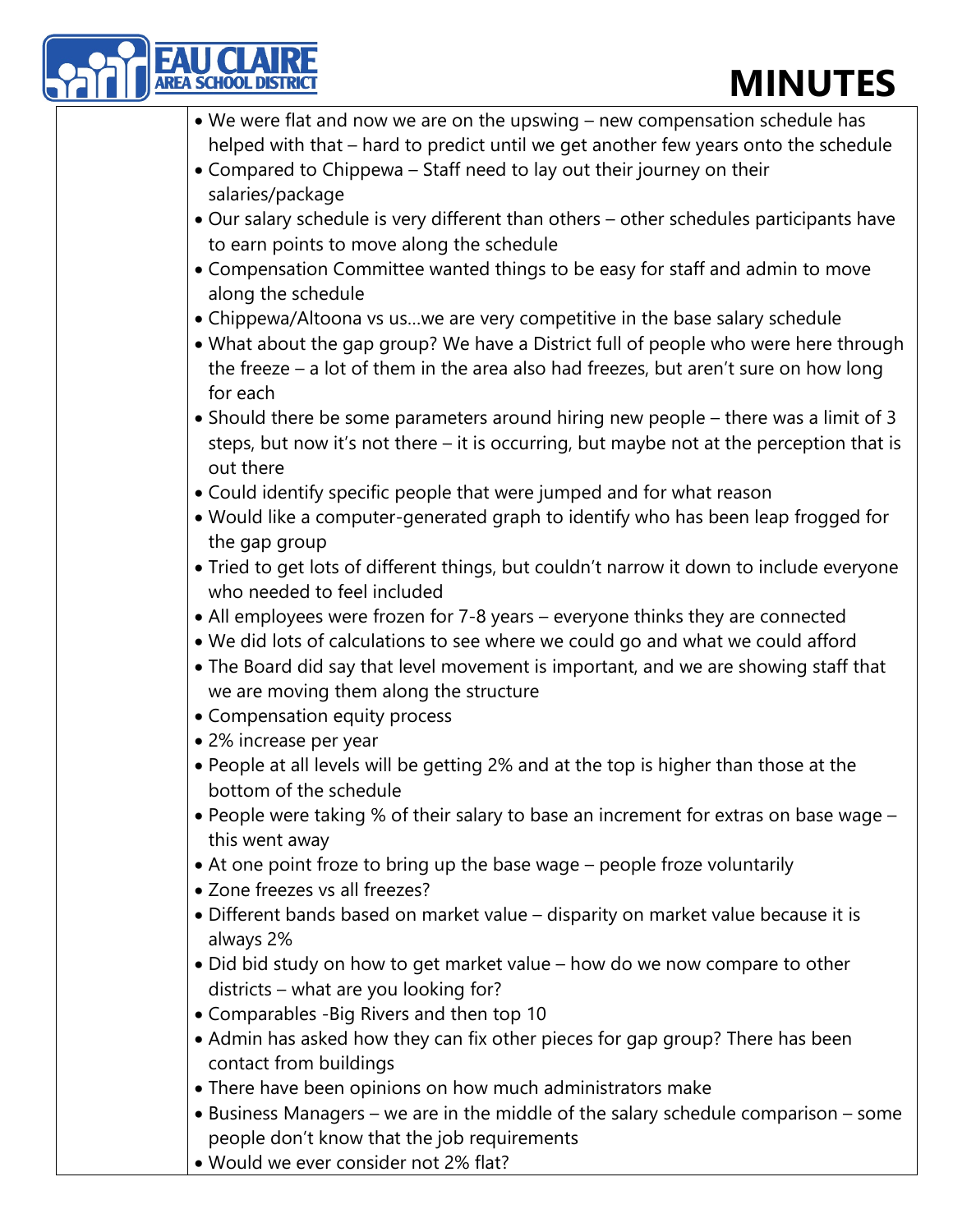| | |
|---|---|
| | • We were flat and now we are on the upswing – new compensation schedule has helped with that – hard to predict until we get another few years onto the schedule<br>• Compared to Chippewa – Staff need to lay out their journey on their salaries/package<br>• Our salary schedule is very different than others – other schedules participants have to earn points to move along the schedule<br>• Compensation Committee wanted things to be easy for staff and admin to move along the schedule<br>• Chippewa/Altoona vs us…we are very competitive in the base salary schedule<br>• What about the gap group? We have a District full of people who were here through the freeze – a lot of them in the area also had freezes, but aren't sure on how long for each<br>• Should there be some parameters around hiring new people – there was a limit of 3 steps, but now it's not there – it is occurring, but maybe not at the perception that is out there<br>• Could identify specific people that were jumped and for what reason<br>• Would like a computer-generated graph to identify who has been leap frogged for the gap group<br>• Tried to get lots of different things, but couldn't narrow it down to include everyone who needed to feel included<br>• All employees were frozen for 7-8 years – everyone thinks they are connected<br>• We did lots of calculations to see where we could go and what we could afford<br>• The Board did say that level movement is important, and we are showing staff that we are moving them along the structure<br>• Compensation equity process<br>• 2% increase per year<br>• People at all levels will be getting 2% and at the top is higher than those at the bottom of the schedule<br>• People were taking % of their salary to base an increment for extras on base wage – this went away<br>• At one point froze to bring up the base wage – people froze voluntarily<br>• Zone freezes vs all freezes?<br>• Different bands based on market value – disparity on market value because it is always 2%<br>• Did bid study on how to get market value – how do we now compare to other districts – what are you looking for?<br>• Comparables -Big Rivers and then top 10<br>• Admin has asked how they can fix other pieces for gap group? There has been contact from buildings<br>• There have been opinions on how much administrators make<br>• Business Managers – we are in the middle of the salary schedule comparison – some people don't know that the job requirements<br>• Would we ever consider not 2% flat? |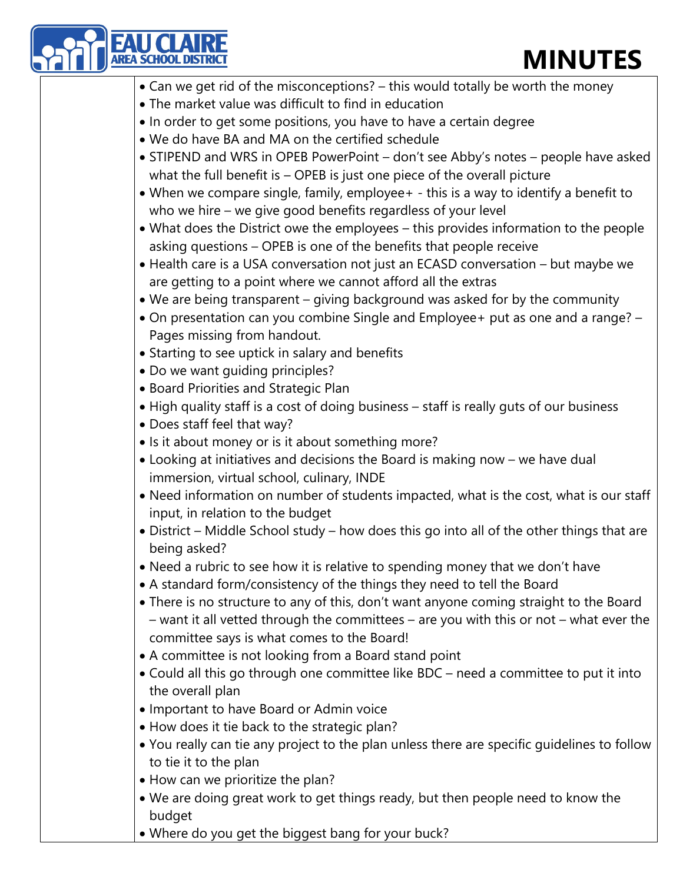- Can we get rid of the misconceptions? – this would totally be worth the money
- The market value was difficult to find in education
- In order to get some positions, you have to have a certain degree
- We do have BA and MA on the certified schedule
- STIPEND and WRS in OPEB PowerPoint – don't see Abby's notes – people have asked what the full benefit is – OPEB is just one piece of the overall picture
- When we compare single, family, employee+ - this is a way to identify a benefit to who we hire – we give good benefits regardless of your level
- What does the District owe the employees – this provides information to the people asking questions – OPEB is one of the benefits that people receive
- Health care is a USA conversation not just an ECASD conversation – but maybe we are getting to a point where we cannot afford all the extras
- We are being transparent – giving background was asked for by the community
- On presentation can you combine Single and Employee+ put as one and a range? – Pages missing from handout.
- Starting to see uptick in salary and benefits
- Do we want guiding principles?
- Board Priorities and Strategic Plan
- High quality staff is a cost of doing business – staff is really guts of our business
- Does staff feel that way?
- Is it about money or is it about something more?
- Looking at initiatives and decisions the Board is making now – we have dual immersion, virtual school, culinary, INDE
- Need information on number of students impacted, what is the cost, what is our staff input, in relation to the budget
- District – Middle School study – how does this go into all of the other things that are being asked?
- Need a rubric to see how it is relative to spending money that we don't have
- A standard form/consistency of the things they need to tell the Board
- There is no structure to any of this, don't want anyone coming straight to the Board – want it all vetted through the committees – are you with this or not – what ever the committee says is what comes to the Board!
- A committee is not looking from a Board stand point
- Could all this go through one committee like BDC – need a committee to put it into the overall plan
- Important to have Board or Admin voice
- How does it tie back to the strategic plan?
- You really can tie any project to the plan unless there are specific guidelines to follow to tie it to the plan
- How can we prioritize the plan?
- We are doing great work to get things ready, but then people need to know the budget
- Where do you get the biggest bang for your buck?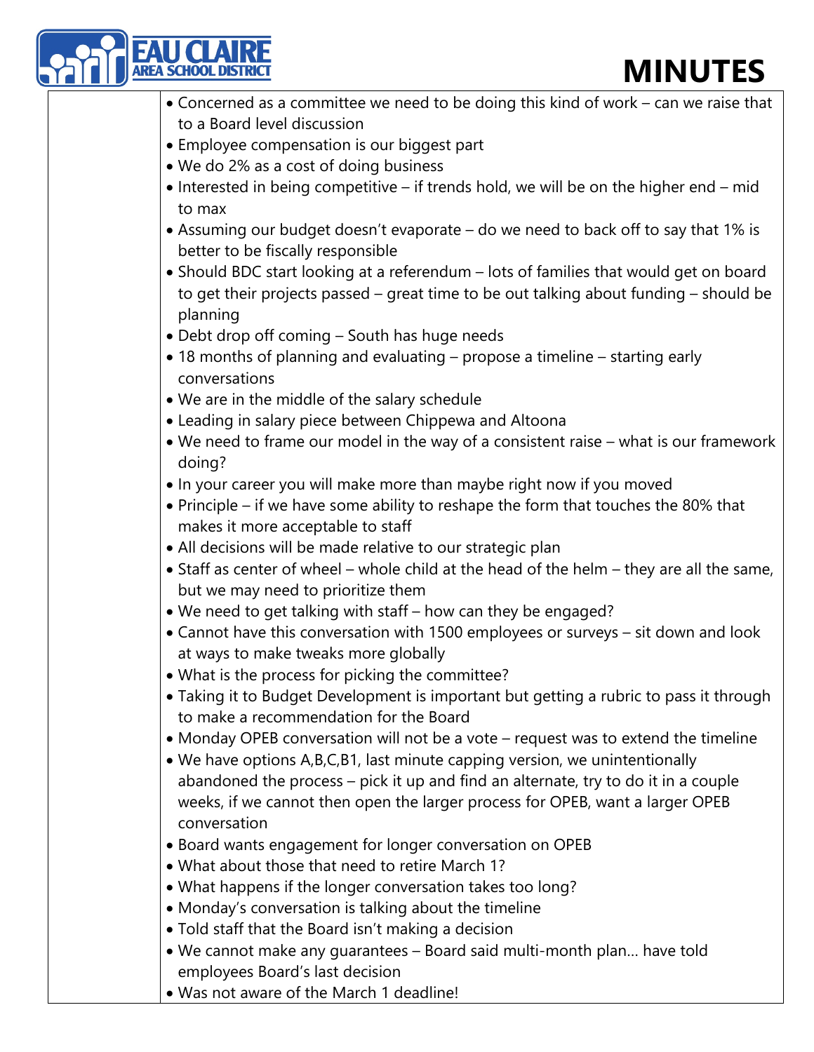| | |
|---|---|
| | • Concerned as a committee we need to be doing this kind of work – can we raise that to a Board level discussion<br>• Employee compensation is our biggest part<br>• We do 2% as a cost of doing business<br>• Interested in being competitive – if trends hold, we will be on the higher end – mid to max<br>• Assuming our budget doesn't evaporate – do we need to back off to say that 1% is better to be fiscally responsible<br>• Should BDC start looking at a referendum – lots of families that would get on board to get their projects passed – great time to be out talking about funding – should be planning<br>• Debt drop off coming – South has huge needs<br>• 18 months of planning and evaluating – propose a timeline – starting early conversations<br>• We are in the middle of the salary schedule<br>• Leading in salary piece between Chippewa and Altoona<br>• We need to frame our model in the way of a consistent raise – what is our framework doing?<br>• In your career you will make more than maybe right now if you moved<br>• Principle – if we have some ability to reshape the form that touches the 80% that makes it more acceptable to staff<br>• All decisions will be made relative to our strategic plan<br>• Staff as center of wheel – whole child at the head of the helm – they are all the same, but we may need to prioritize them<br>• We need to get talking with staff – how can they be engaged?<br>• Cannot have this conversation with 1500 employees or surveys – sit down and look at ways to make tweaks more globally<br>• What is the process for picking the committee?<br>• Taking it to Budget Development is important but getting a rubric to pass it through to make a recommendation for the Board<br>• Monday OPEB conversation will not be a vote – request was to extend the timeline<br>• We have options A,B,C,B1, last minute capping version, we unintentionally abandoned the process – pick it up and find an alternate, try to do it in a couple weeks, if we cannot then open the larger process for OPEB, want a larger OPEB conversation<br>• Board wants engagement for longer conversation on OPEB<br>• What about those that need to retire March 1?<br>• What happens if the longer conversation takes too long?<br>• Monday's conversation is talking about the timeline<br>• Told staff that the Board isn't making a decision<br>• We cannot make any guarantees – Board said multi-month plan… have told employees Board's last decision<br>• Was not aware of the March 1 deadline! |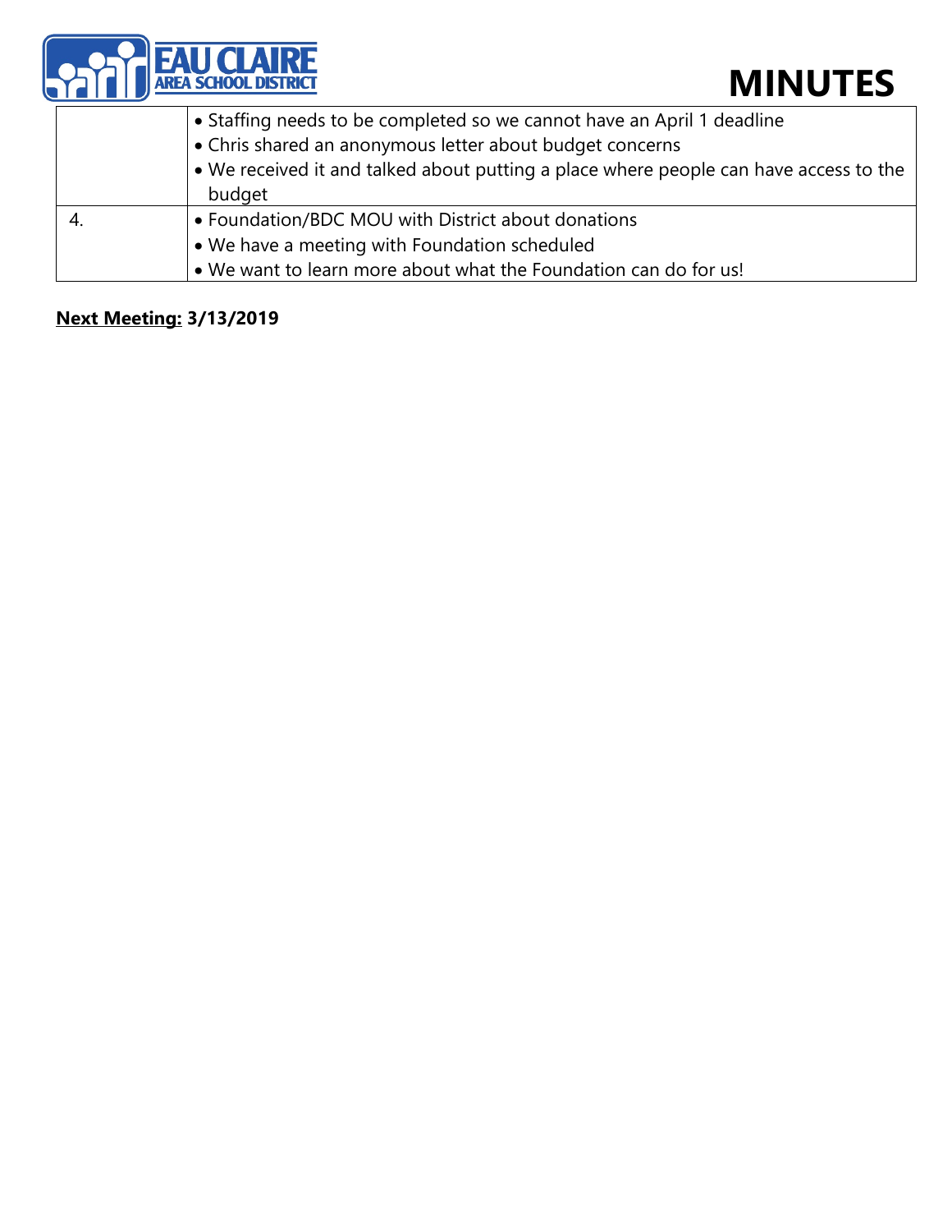| | |
|---|---|
| | • Staffing needs to be completed so we cannot have an April 1 deadline<br>• Chris shared an anonymous letter about budget concerns<br>• We received it and talked about putting a place where people can have access to the budget |
| 4. | • Foundation/BDC MOU with District about donations<br>• We have a meeting with Foundation scheduled<br>• We want to learn more about what the Foundation can do for us! |

**Next Meeting: 3/13/2019**